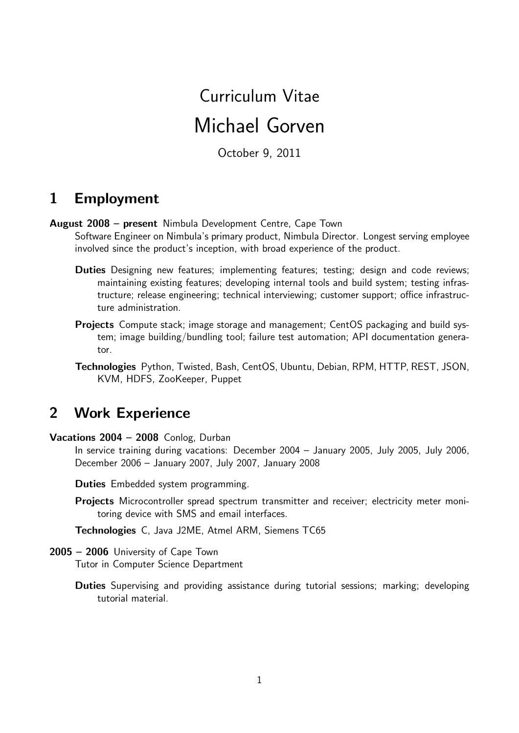# Curriculum Vitae

# Michael Gorven

October 9, 2011

## 1 Employment

**August 2008 – present** Nimbula Development Centre, Cape Town

Software Engineer on Nimbula's primary product, Nimbula Director. Longest serving employee involved since the product's inception, with broad experience of the product.

**Duties** Designing new features; implementing features; testing; design and code reviews; maintaining existing features; developing internal tools and build system; testing infrastructure; release engineering; technical interviewing; customer support; office infrastructure administration.

**Projects** Compute stack; image storage and management; CentOS packaging and build system; image building/bundling tool; failure test automation; API documentation generator.

**Technologies** Python, Twisted, Bash, CentOS, Ubuntu, Debian, RPM, HTTP, REST, JSON, KVM, HDFS, ZooKeeper, Puppet

## 2 Work Experience

**Vacations 2004 – 2008** Conlog, Durban

In service training during vacations: December 2004 – January 2005, July 2005, July 2006, December 2006 – January 2007, July 2007, January 2008

**Duties** Embedded system programming.

**Projects** Microcontroller spread spectrum transmitter and receiver; electricity meter monitoring device with SMS and email interfaces.

**Technologies** C, Java J2ME, Atmel ARM, Siemens TC65

**2005 – 2006** University of Cape Town

Tutor in Computer Science Department

**Duties** Supervising and providing assistance during tutorial sessions; marking; developing tutorial material.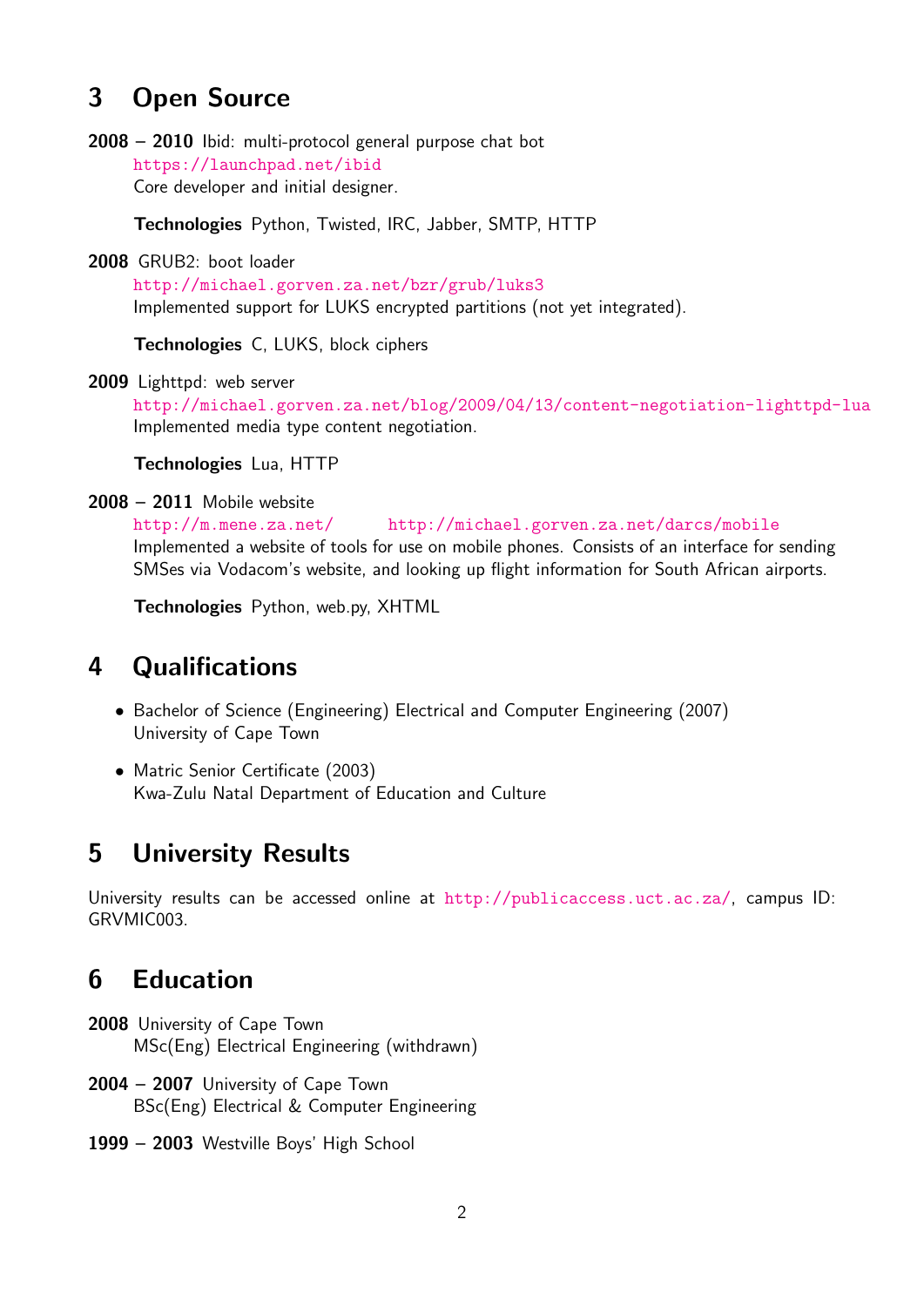## 3 Open Source

**2008 – 2010** Ibid: multi-protocol general purpose chat bot
https://launchpad.net/ibid
Core developer and initial designer.

**Technologies** Python, Twisted, IRC, Jabber, SMTP, HTTP

**2008** GRUB2: boot loader
http://michael.gorven.za.net/bzr/grub/luks3
Implemented support for LUKS encrypted partitions (not yet integrated).

**Technologies** C, LUKS, block ciphers

**2009** Lighttpd: web server
http://michael.gorven.za.net/blog/2009/04/13/content-negotiation-lighttpd-lua
Implemented media type content negotiation.

**Technologies** Lua, HTTP

**2008 – 2011** Mobile website
http://m.mene.za.net/ http://michael.gorven.za.net/darcs/mobile
Implemented a website of tools for use on mobile phones. Consists of an interface for sending SMSes via Vodacom's website, and looking up flight information for South African airports.

**Technologies** Python, web.py, XHTML

## 4 Qualifications

- Bachelor of Science (Engineering) Electrical and Computer Engineering (2007)
  University of Cape Town
- Matric Senior Certificate (2003)
  Kwa-Zulu Natal Department of Education and Culture

## 5 University Results

University results can be accessed online at http://publicaccess.uct.ac.za/, campus ID: GRVMIC003.

## 6 Education

**2008** University of Cape Town
MSc(Eng) Electrical Engineering (withdrawn)

**2004 – 2007** University of Cape Town
BSc(Eng) Electrical & Computer Engineering

**1999 – 2003** Westville Boys' High School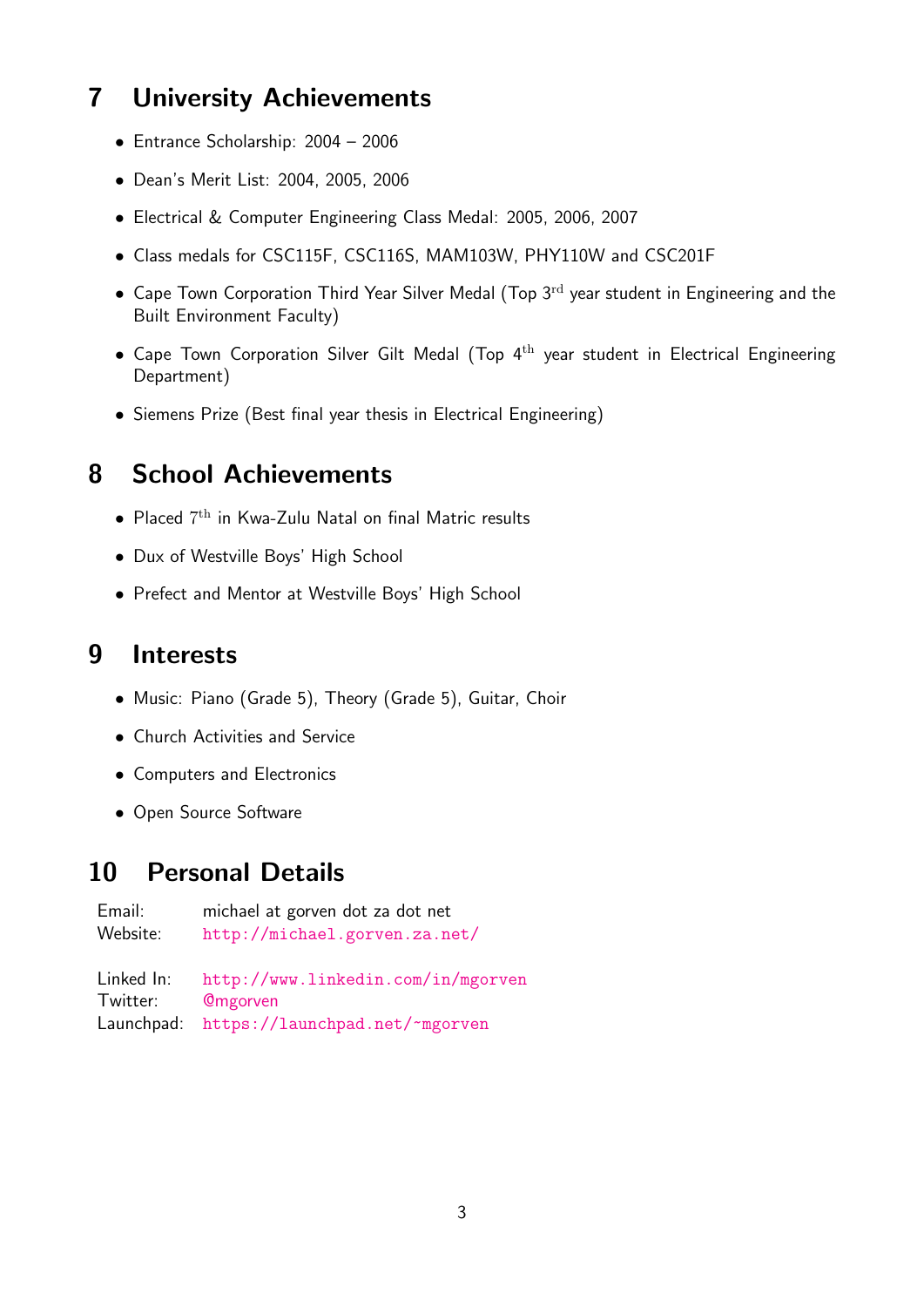## 7 University Achievements

- Entrance Scholarship: 2004 – 2006
- Dean's Merit List: 2004, 2005, 2006
- Electrical & Computer Engineering Class Medal: 2005, 2006, 2007
- Class medals for CSC115F, CSC116S, MAM103W, PHY110W and CSC201F
- Cape Town Corporation Third Year Silver Medal (Top 3$^{rd}$ year student in Engineering and the Built Environment Faculty)
- Cape Town Corporation Silver Gilt Medal (Top 4$^{th}$ year student in Electrical Engineering Department)
- Siemens Prize (Best final year thesis in Electrical Engineering)

## 8 School Achievements

- Placed 7$^{th}$ in Kwa-Zulu Natal on final Matric results
- Dux of Westville Boys' High School
- Prefect and Mentor at Westville Boys' High School

## 9 Interests

- Music: Piano (Grade 5), Theory (Grade 5), Guitar, Choir
- Church Activities and Service
- Computers and Electronics
- Open Source Software

## 10 Personal Details

| | |
|---|---|
| Email: | michael at gorven dot za dot net |
| Website: | http://michael.gorven.za.net/ |
| | |
| Linked In: | http://www.linkedin.com/in/mgorven |
| Twitter: | @mgorven |
| Launchpad: | https://launchpad.net/~mgorven |